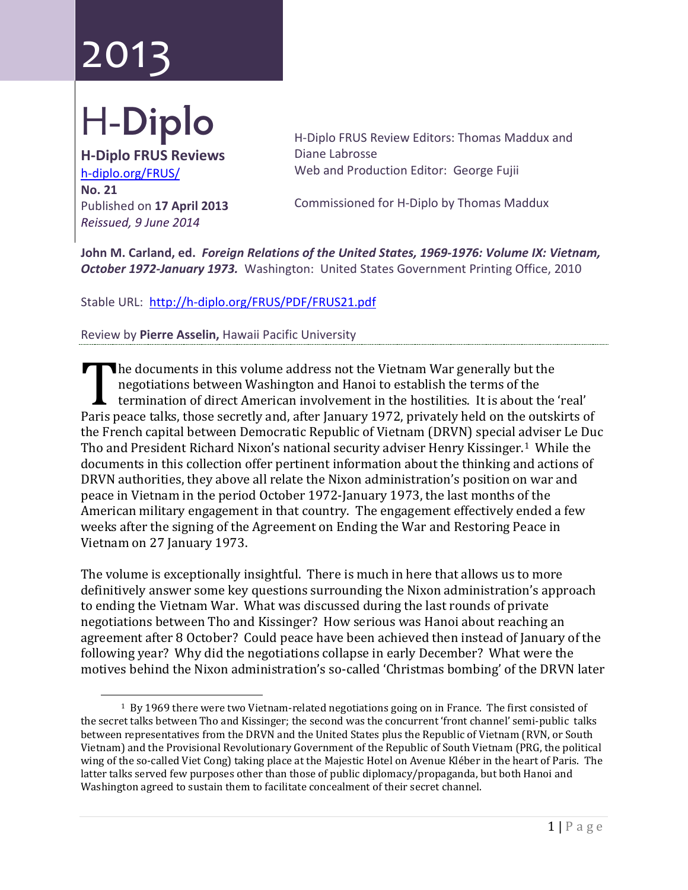# 2013

# H-Diplo

**H-Diplo FRUS Reviews**
h-diplo.org/FRUS/
**No. 21**
Published on **17 April 2013**
*Reissued, 9 June 2014*

H-Diplo FRUS Review Editors: Thomas Maddux and Diane Labrosse
Web and Production Editor: George Fujii

Commissioned for H-Diplo by Thomas Maddux

**John M. Carland, ed.** ***Foreign Relations of the United States, 1969-1976: Volume IX: Vietnam, October 1972-January 1973.*** Washington: United States Government Printing Office, 2010

Stable URL: http://h-diplo.org/FRUS/PDF/FRUS21.pdf

Review by **Pierre Asselin,** Hawaii Pacific University

The documents in this volume address not the Vietnam War generally but the negotiations between Washington and Hanoi to establish the terms of the termination of direct American involvement in the hostilities. It is about the 'real' Paris peace talks, those secretly and, after January 1972, privately held on the outskirts of the French capital between Democratic Republic of Vietnam (DRVN) special adviser Le Duc Tho and President Richard Nixon's national security adviser Henry Kissinger.[1] While the documents in this collection offer pertinent information about the thinking and actions of DRVN authorities, they above all relate the Nixon administration's position on war and peace in Vietnam in the period October 1972-January 1973, the last months of the American military engagement in that country. The engagement effectively ended a few weeks after the signing of the Agreement on Ending the War and Restoring Peace in Vietnam on 27 January 1973.

The volume is exceptionally insightful. There is much in here that allows us to more definitively answer some key questions surrounding the Nixon administration's approach to ending the Vietnam War. What was discussed during the last rounds of private negotiations between Tho and Kissinger? How serious was Hanoi about reaching an agreement after 8 October? Could peace have been achieved then instead of January of the following year? Why did the negotiations collapse in early December? What were the motives behind the Nixon administration's so-called 'Christmas bombing' of the DRVN later

[1] By 1969 there were two Vietnam-related negotiations going on in France. The first consisted of the secret talks between Tho and Kissinger; the second was the concurrent 'front channel' semi-public talks between representatives from the DRVN and the United States plus the Republic of Vietnam (RVN, or South Vietnam) and the Provisional Revolutionary Government of the Republic of South Vietnam (PRG, the political wing of the so-called Viet Cong) taking place at the Majestic Hotel on Avenue Kléber in the heart of Paris. The latter talks served few purposes other than those of public diplomacy/propaganda, but both Hanoi and Washington agreed to sustain them to facilitate concealment of their secret channel.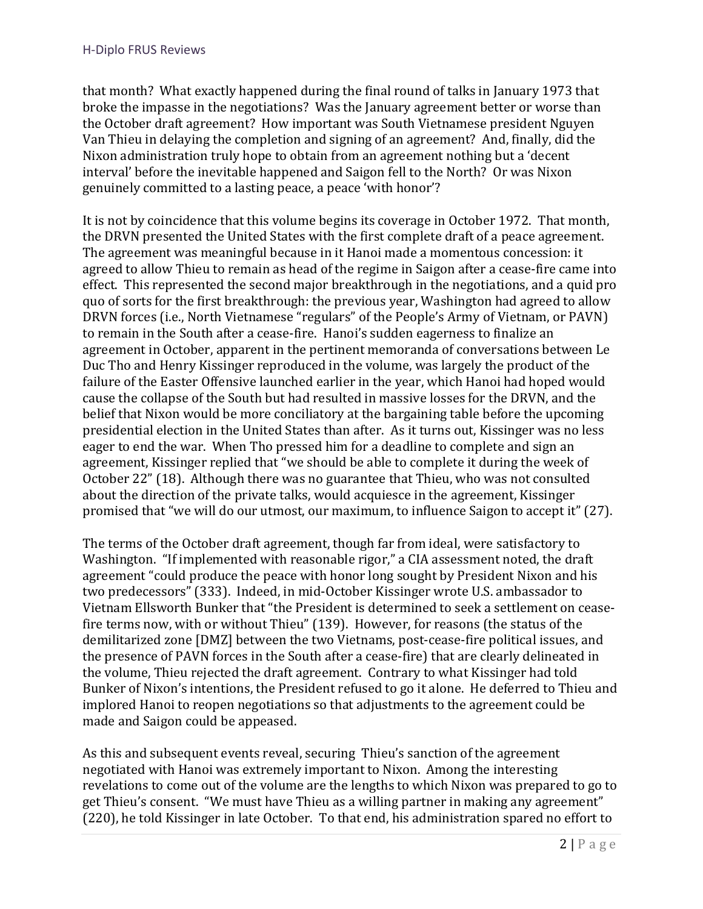that month? What exactly happened during the final round of talks in January 1973 that broke the impasse in the negotiations? Was the January agreement better or worse than the October draft agreement? How important was South Vietnamese president Nguyen Van Thieu in delaying the completion and signing of an agreement? And, finally, did the Nixon administration truly hope to obtain from an agreement nothing but a 'decent interval' before the inevitable happened and Saigon fell to the North? Or was Nixon genuinely committed to a lasting peace, a peace 'with honor'?

It is not by coincidence that this volume begins its coverage in October 1972. That month, the DRVN presented the United States with the first complete draft of a peace agreement. The agreement was meaningful because in it Hanoi made a momentous concession: it agreed to allow Thieu to remain as head of the regime in Saigon after a cease-fire came into effect. This represented the second major breakthrough in the negotiations, and a quid pro quo of sorts for the first breakthrough: the previous year, Washington had agreed to allow DRVN forces (i.e., North Vietnamese "regulars" of the People's Army of Vietnam, or PAVN) to remain in the South after a cease-fire. Hanoi's sudden eagerness to finalize an agreement in October, apparent in the pertinent memoranda of conversations between Le Duc Tho and Henry Kissinger reproduced in the volume, was largely the product of the failure of the Easter Offensive launched earlier in the year, which Hanoi had hoped would cause the collapse of the South but had resulted in massive losses for the DRVN, and the belief that Nixon would be more conciliatory at the bargaining table before the upcoming presidential election in the United States than after. As it turns out, Kissinger was no less eager to end the war. When Tho pressed him for a deadline to complete and sign an agreement, Kissinger replied that "we should be able to complete it during the week of October 22" (18). Although there was no guarantee that Thieu, who was not consulted about the direction of the private talks, would acquiesce in the agreement, Kissinger promised that "we will do our utmost, our maximum, to influence Saigon to accept it" (27).

The terms of the October draft agreement, though far from ideal, were satisfactory to Washington. "If implemented with reasonable rigor," a CIA assessment noted, the draft agreement "could produce the peace with honor long sought by President Nixon and his two predecessors" (333). Indeed, in mid-October Kissinger wrote U.S. ambassador to Vietnam Ellsworth Bunker that "the President is determined to seek a settlement on cease-fire terms now, with or without Thieu" (139). However, for reasons (the status of the demilitarized zone [DMZ] between the two Vietnams, post-cease-fire political issues, and the presence of PAVN forces in the South after a cease-fire) that are clearly delineated in the volume, Thieu rejected the draft agreement. Contrary to what Kissinger had told Bunker of Nixon's intentions, the President refused to go it alone. He deferred to Thieu and implored Hanoi to reopen negotiations so that adjustments to the agreement could be made and Saigon could be appeased.

As this and subsequent events reveal, securing Thieu's sanction of the agreement negotiated with Hanoi was extremely important to Nixon. Among the interesting revelations to come out of the volume are the lengths to which Nixon was prepared to go to get Thieu's consent. "We must have Thieu as a willing partner in making any agreement" (220), he told Kissinger in late October. To that end, his administration spared no effort to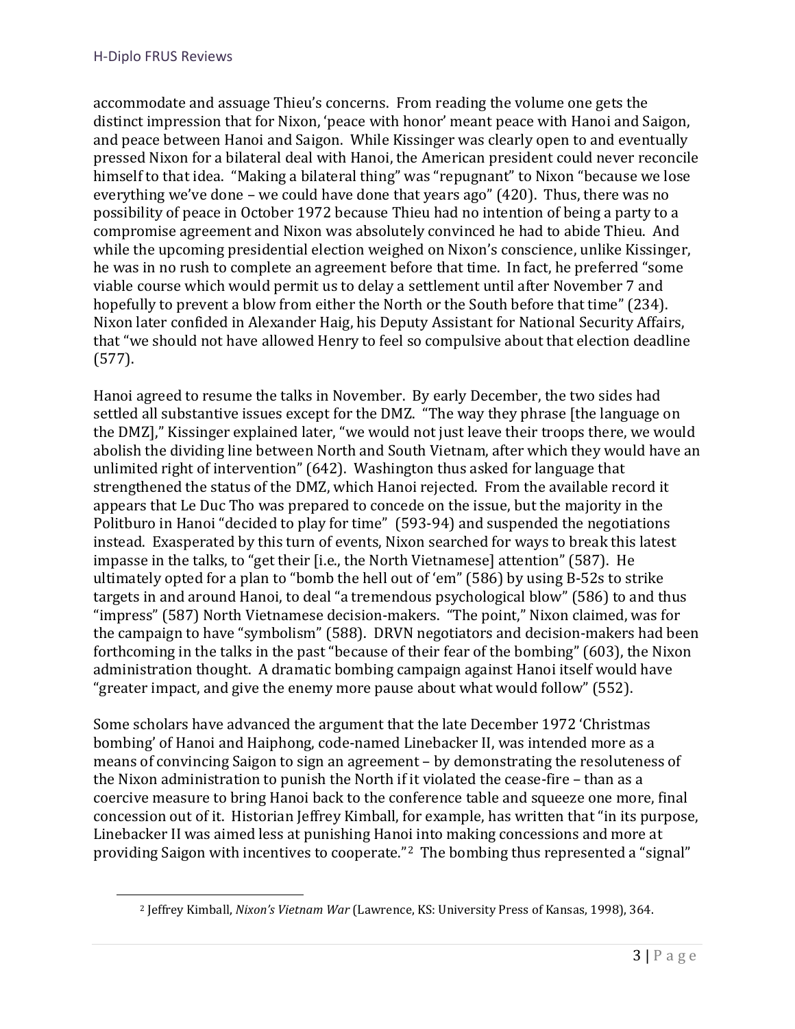accommodate and assuage Thieu's concerns. From reading the volume one gets the distinct impression that for Nixon, 'peace with honor' meant peace with Hanoi and Saigon, and peace between Hanoi and Saigon. While Kissinger was clearly open to and eventually pressed Nixon for a bilateral deal with Hanoi, the American president could never reconcile himself to that idea. "Making a bilateral thing" was "repugnant" to Nixon "because we lose everything we've done – we could have done that years ago" (420). Thus, there was no possibility of peace in October 1972 because Thieu had no intention of being a party to a compromise agreement and Nixon was absolutely convinced he had to abide Thieu. And while the upcoming presidential election weighed on Nixon's conscience, unlike Kissinger, he was in no rush to complete an agreement before that time. In fact, he preferred "some viable course which would permit us to delay a settlement until after November 7 and hopefully to prevent a blow from either the North or the South before that time" (234). Nixon later confided in Alexander Haig, his Deputy Assistant for National Security Affairs, that "we should not have allowed Henry to feel so compulsive about that election deadline (577).

Hanoi agreed to resume the talks in November. By early December, the two sides had settled all substantive issues except for the DMZ. "The way they phrase [the language on the DMZ]," Kissinger explained later, "we would not just leave their troops there, we would abolish the dividing line between North and South Vietnam, after which they would have an unlimited right of intervention" (642). Washington thus asked for language that strengthened the status of the DMZ, which Hanoi rejected. From the available record it appears that Le Duc Tho was prepared to concede on the issue, but the majority in the Politburo in Hanoi "decided to play for time" (593-94) and suspended the negotiations instead. Exasperated by this turn of events, Nixon searched for ways to break this latest impasse in the talks, to "get their [i.e., the North Vietnamese] attention" (587). He ultimately opted for a plan to "bomb the hell out of 'em" (586) by using B-52s to strike targets in and around Hanoi, to deal "a tremendous psychological blow" (586) to and thus "impress" (587) North Vietnamese decision-makers. "The point," Nixon claimed, was for the campaign to have "symbolism" (588). DRVN negotiators and decision-makers had been forthcoming in the talks in the past "because of their fear of the bombing" (603), the Nixon administration thought. A dramatic bombing campaign against Hanoi itself would have "greater impact, and give the enemy more pause about what would follow" (552).

Some scholars have advanced the argument that the late December 1972 'Christmas bombing' of Hanoi and Haiphong, code-named Linebacker II, was intended more as a means of convincing Saigon to sign an agreement – by demonstrating the resoluteness of the Nixon administration to punish the North if it violated the cease-fire – than as a coercive measure to bring Hanoi back to the conference table and squeeze one more, final concession out of it. Historian Jeffrey Kimball, for example, has written that "in its purpose, Linebacker II was aimed less at punishing Hanoi into making concessions and more at providing Saigon with incentives to cooperate."[2] The bombing thus represented a "signal"

[2] Jeffrey Kimball, *Nixon's Vietnam War* (Lawrence, KS: University Press of Kansas, 1998), 364.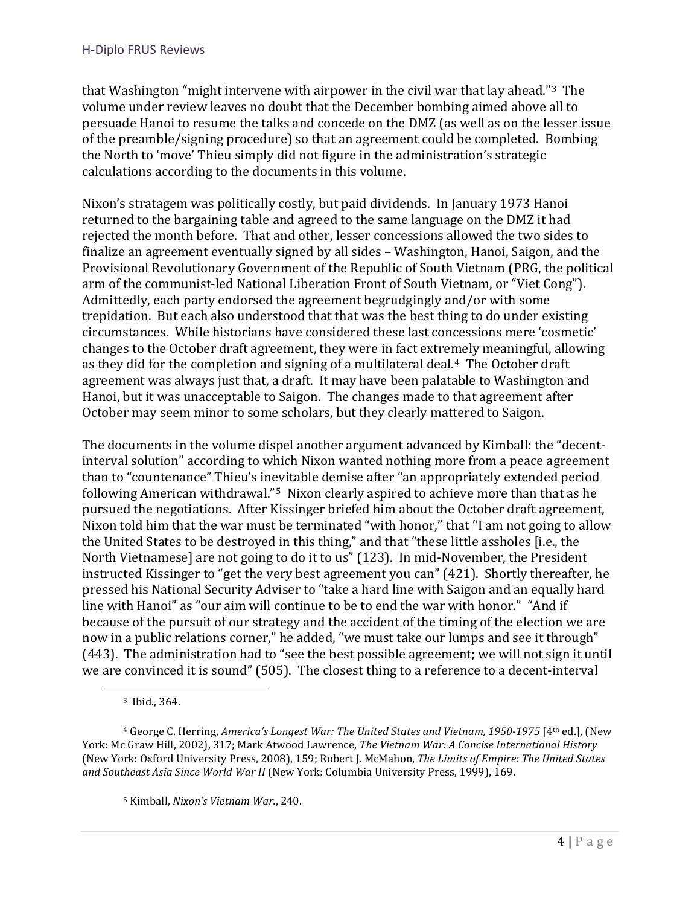that Washington "might intervene with airpower in the civil war that lay ahead."[3] The volume under review leaves no doubt that the December bombing aimed above all to persuade Hanoi to resume the talks and concede on the DMZ (as well as on the lesser issue of the preamble/signing procedure) so that an agreement could be completed. Bombing the North to 'move' Thieu simply did not figure in the administration's strategic calculations according to the documents in this volume.

Nixon's stratagem was politically costly, but paid dividends. In January 1973 Hanoi returned to the bargaining table and agreed to the same language on the DMZ it had rejected the month before. That and other, lesser concessions allowed the two sides to finalize an agreement eventually signed by all sides – Washington, Hanoi, Saigon, and the Provisional Revolutionary Government of the Republic of South Vietnam (PRG, the political arm of the communist-led National Liberation Front of South Vietnam, or "Viet Cong"). Admittedly, each party endorsed the agreement begrudgingly and/or with some trepidation. But each also understood that that was the best thing to do under existing circumstances. While historians have considered these last concessions mere 'cosmetic' changes to the October draft agreement, they were in fact extremely meaningful, allowing as they did for the completion and signing of a multilateral deal.[4] The October draft agreement was always just that, a draft. It may have been palatable to Washington and Hanoi, but it was unacceptable to Saigon. The changes made to that agreement after October may seem minor to some scholars, but they clearly mattered to Saigon.

The documents in the volume dispel another argument advanced by Kimball: the "decent-interval solution" according to which Nixon wanted nothing more from a peace agreement than to "countenance" Thieu's inevitable demise after "an appropriately extended period following American withdrawal."[5] Nixon clearly aspired to achieve more than that as he pursued the negotiations. After Kissinger briefed him about the October draft agreement, Nixon told him that the war must be terminated "with honor," that "I am not going to allow the United States to be destroyed in this thing," and that "these little assholes [i.e., the North Vietnamese] are not going to do it to us" (123). In mid-November, the President instructed Kissinger to "get the very best agreement you can" (421). Shortly thereafter, he pressed his National Security Adviser to "take a hard line with Saigon and an equally hard line with Hanoi" as "our aim will continue to be to end the war with honor." "And if because of the pursuit of our strategy and the accident of the timing of the election we are now in a public relations corner," he added, "we must take our lumps and see it through" (443). The administration had to "see the best possible agreement; we will not sign it until we are convinced it is sound" (505). The closest thing to a reference to a decent-interval

---

[3] Ibid., 364.

[4] George C. Herring, *America's Longest War: The United States and Vietnam, 1950-1975* [4th ed.], (New York: Mc Graw Hill, 2002), 317; Mark Atwood Lawrence, *The Vietnam War: A Concise International History* (New York: Oxford University Press, 2008), 159; Robert J. McMahon, *The Limits of Empire: The United States and Southeast Asia Since World War II* (New York: Columbia University Press, 1999), 169.

[5] Kimball, *Nixon's Vietnam War.*, 240.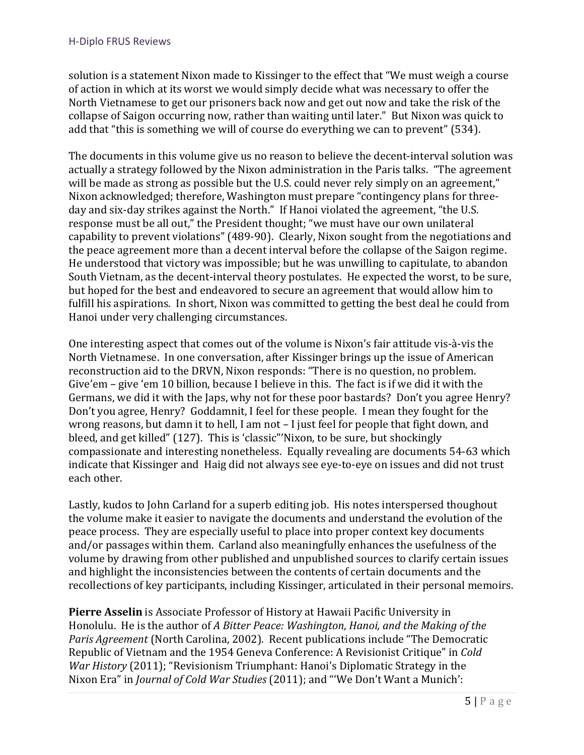solution is a statement Nixon made to Kissinger to the effect that "We must weigh a course of action in which at its worst we would simply decide what was necessary to offer the North Vietnamese to get our prisoners back now and get out now and take the risk of the collapse of Saigon occurring now, rather than waiting until later." But Nixon was quick to add that "this is something we will of course do everything we can to prevent" (534).

The documents in this volume give us no reason to believe the decent-interval solution was actually a strategy followed by the Nixon administration in the Paris talks. "The agreement will be made as strong as possible but the U.S. could never rely simply on an agreement," Nixon acknowledged; therefore, Washington must prepare "contingency plans for three-day and six-day strikes against the North." If Hanoi violated the agreement, "the U.S. response must be all out," the President thought; "we must have our own unilateral capability to prevent violations" (489-90). Clearly, Nixon sought from the negotiations and the peace agreement more than a decent interval before the collapse of the Saigon regime. He understood that victory was impossible; but he was unwilling to capitulate, to abandon South Vietnam, as the decent-interval theory postulates. He expected the worst, to be sure, but hoped for the best and endeavored to secure an agreement that would allow him to fulfill his aspirations. In short, Nixon was committed to getting the best deal he could from Hanoi under very challenging circumstances.

One interesting aspect that comes out of the volume is Nixon's fair attitude vis-à-vis the North Vietnamese. In one conversation, after Kissinger brings up the issue of American reconstruction aid to the DRVN, Nixon responds: "There is no question, no problem. Give'em – give 'em 10 billion, because I believe in this. The fact is if we did it with the Germans, we did it with the Japs, why not for these poor bastards? Don't you agree Henry? Don't you agree, Henry? Goddamnit, I feel for these people. I mean they fought for the wrong reasons, but damn it to hell, I am not – I just feel for people that fight down, and bleed, and get killed" (127). This is 'classic"'Nixon, to be sure, but shockingly compassionate and interesting nonetheless. Equally revealing are documents 54-63 which indicate that Kissinger and Haig did not always see eye-to-eye on issues and did not trust each other.

Lastly, kudos to John Carland for a superb editing job. His notes interspersed thoughout the volume make it easier to navigate the documents and understand the evolution of the peace process. They are especially useful to place into proper context key documents and/or passages within them. Carland also meaningfully enhances the usefulness of the volume by drawing from other published and unpublished sources to clarify certain issues and highlight the inconsistencies between the contents of certain documents and the recollections of key participants, including Kissinger, articulated in their personal memoirs.

**Pierre Asselin** is Associate Professor of History at Hawaii Pacific University in Honolulu. He is the author of *A Bitter Peace: Washington, Hanoi, and the Making of the Paris Agreement* (North Carolina, 2002). Recent publications include "The Democratic Republic of Vietnam and the 1954 Geneva Conference: A Revisionist Critique" in *Cold War History* (2011); "Revisionism Triumphant: Hanoi's Diplomatic Strategy in the Nixon Era" in *Journal of Cold War Studies* (2011); and "'We Don't Want a Munich':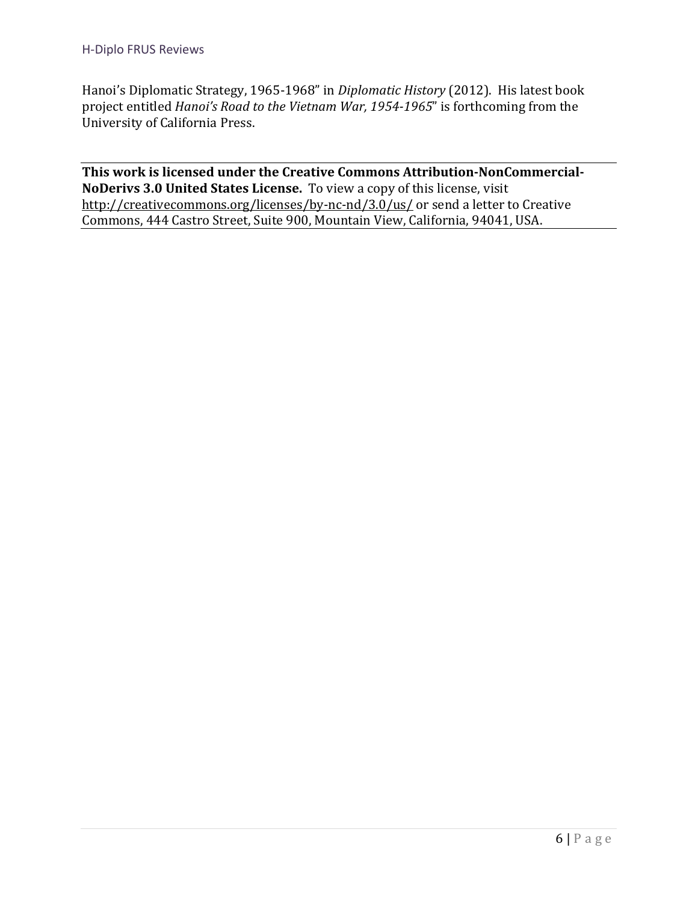Hanoi's Diplomatic Strategy, 1965-1968" in *Diplomatic History* (2012). His latest book project entitled *Hanoi's Road to the Vietnam War, 1954-1965*" is forthcoming from the University of California Press.

---

**This work is licensed under the Creative Commons Attribution-NonCommercial-NoDerivs 3.0 United States License.** To view a copy of this license, visit http://creativecommons.org/licenses/by-nc-nd/3.0/us/ or send a letter to Creative Commons, 444 Castro Street, Suite 900, Mountain View, California, 94041, USA.

---